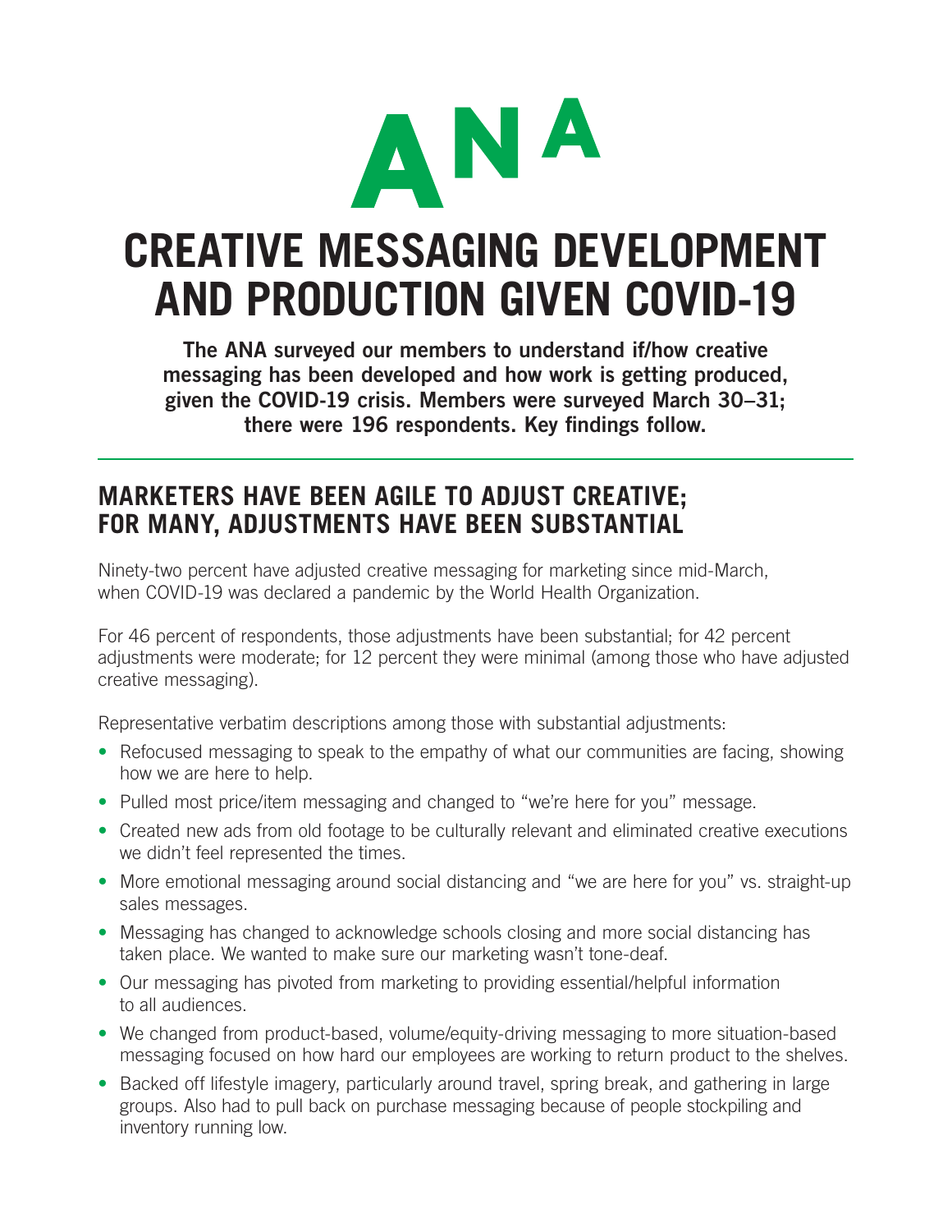# CREATIVE MESSAGING DEVELOPMENT AND PRODUCTION GIVEN COVID-19

**The ANA surveyed our members to understand if/how creative messaging has been developed and how work is getting produced, given the COVID-19 crisis. Members were surveyed March 30–31; there were 196 respondents. Key findings follow.**

## MARKETERS HAVE BEEN AGILE TO ADJUST CREATIVE; FOR MANY, ADJUSTMENTS HAVE BEEN SUBSTANTIAL

Ninety-two percent have adjusted creative messaging for marketing since mid-March, when COVID-19 was declared a pandemic by the World Health Organization.

For 46 percent of respondents, those adjustments have been substantial; for 42 percent adjustments were moderate; for 12 percent they were minimal (among those who have adjusted creative messaging).

Representative verbatim descriptions among those with substantial adjustments:

- Refocused messaging to speak to the empathy of what our communities are facing, showing how we are here to help.
- Pulled most price/item messaging and changed to "we're here for you" message.
- Created new ads from old footage to be culturally relevant and eliminated creative executions we didn't feel represented the times.
- More emotional messaging around social distancing and "we are here for you" vs. straight-up sales messages.
- Messaging has changed to acknowledge schools closing and more social distancing has taken place. We wanted to make sure our marketing wasn't tone-deaf.
- Our messaging has pivoted from marketing to providing essential/helpful information to all audiences.
- We changed from product-based, volume/equity-driving messaging to more situation-based messaging focused on how hard our employees are working to return product to the shelves.
- Backed off lifestyle imagery, particularly around travel, spring break, and gathering in large groups. Also had to pull back on purchase messaging because of people stockpiling and inventory running low.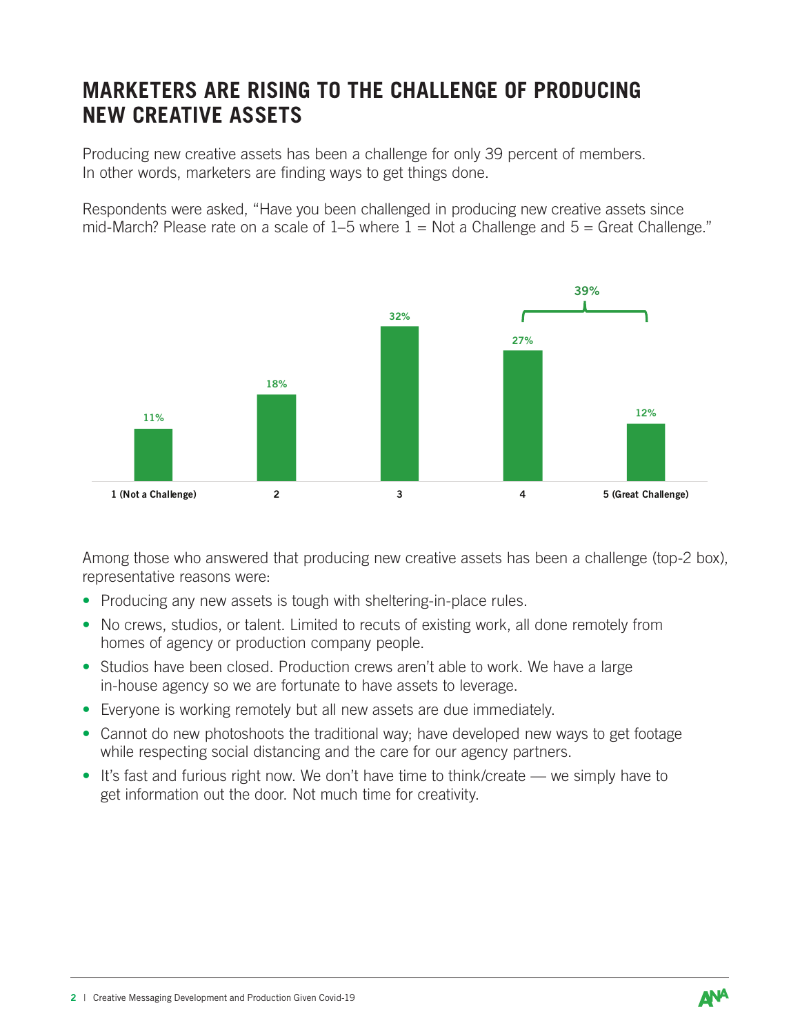## MARKETERS ARE RISING TO THE CHALLENGE OF PRODUCING NEW CREATIVE ASSETS

Producing new creative assets has been a challenge for only 39 percent of members. In other words, marketers are finding ways to get things done.

Respondents were asked, "Have you been challenged in producing new creative assets since mid-March? Please rate on a scale of 1–5 where 1 = Not a Challenge and 5 = Great Challenge."

| Rating | Percent |
|---|---|
| 1 (Not a Challenge) | 11% |
| 2 | 18% |
| 3 | 32% |
| 4 | 27% |
| 5 (Great Challenge) | 12% |

Ratings 4 and 5 combined: 39%

Among those who answered that producing new creative assets has been a challenge (top-2 box), representative reasons were:

- Producing any new assets is tough with sheltering-in-place rules.
- No crews, studios, or talent. Limited to recuts of existing work, all done remotely from homes of agency or production company people.
- Studios have been closed. Production crews aren't able to work. We have a large in-house agency so we are fortunate to have assets to leverage.
- Everyone is working remotely but all new assets are due immediately.
- Cannot do new photoshoots the traditional way; have developed new ways to get footage while respecting social distancing and the care for our agency partners.
- It's fast and furious right now. We don't have time to think/create — we simply have to get information out the door. Not much time for creativity.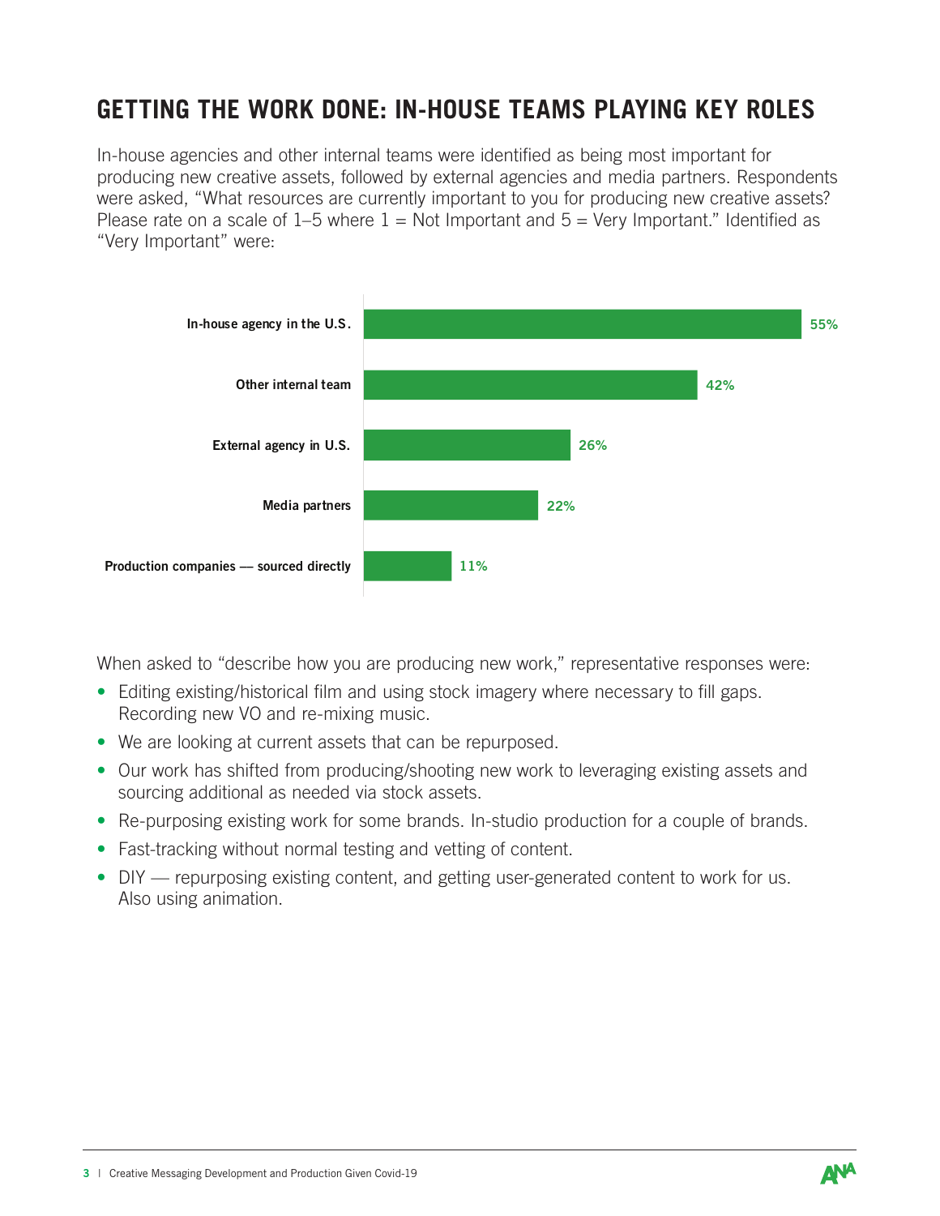# GETTING THE WORK DONE: IN-HOUSE TEAMS PLAYING KEY ROLES

In-house agencies and other internal teams were identified as being most important for producing new creative assets, followed by external agencies and media partners. Respondents were asked, "What resources are currently important to you for producing new creative assets? Please rate on a scale of 1–5 where 1 = Not Important and 5 = Very Important." Identified as "Very Important" were:

| Resource | Very Important |
| --- | --- |
| In-house agency in the U.S. | 55% |
| Other internal team | 42% |
| External agency in U.S. | 26% |
| Media partners | 22% |
| Production companies — sourced directly | 11% |

When asked to "describe how you are producing new work," representative responses were:

- Editing existing/historical film and using stock imagery where necessary to fill gaps. Recording new VO and re-mixing music.
- We are looking at current assets that can be repurposed.
- Our work has shifted from producing/shooting new work to leveraging existing assets and sourcing additional as needed via stock assets.
- Re-purposing existing work for some brands. In-studio production for a couple of brands.
- Fast-tracking without normal testing and vetting of content.
- DIY — repurposing existing content, and getting user-generated content to work for us. Also using animation.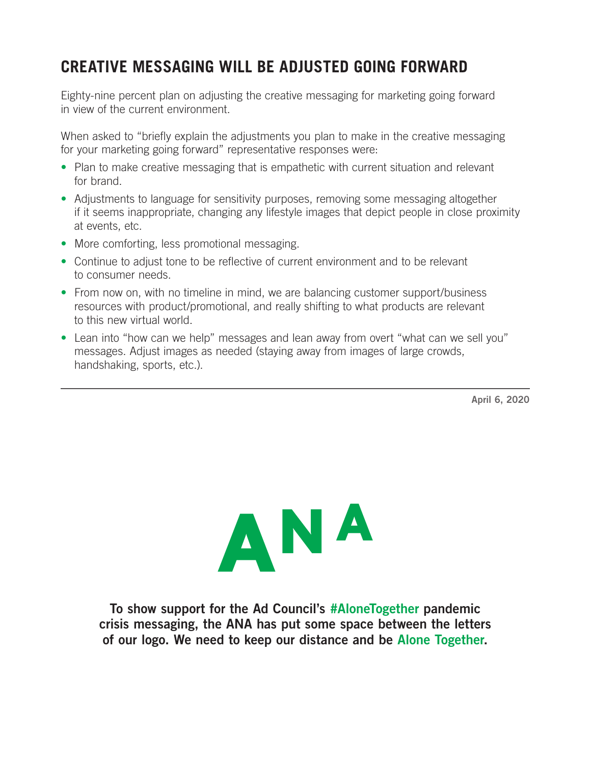## CREATIVE MESSAGING WILL BE ADJUSTED GOING FORWARD

Eighty-nine percent plan on adjusting the creative messaging for marketing going forward in view of the current environment.

When asked to "briefly explain the adjustments you plan to make in the creative messaging for your marketing going forward" representative responses were:

- Plan to make creative messaging that is empathetic with current situation and relevant for brand.
- Adjustments to language for sensitivity purposes, removing some messaging altogether if it seems inappropriate, changing any lifestyle images that depict people in close proximity at events, etc.
- More comforting, less promotional messaging.
- Continue to adjust tone to be reflective of current environment and to be relevant to consumer needs.
- From now on, with no timeline in mind, we are balancing customer support/business resources with product/promotional, and really shifting to what products are relevant to this new virtual world.
- Lean into "how can we help" messages and lean away from overt "what can we sell you" messages. Adjust images as needed (staying away from images of large crowds, handshaking, sports, etc.).

---

April 6, 2020

ANA

**To show support for the Ad Council's #AloneTogether pandemic crisis messaging, the ANA has put some space between the letters of our logo. We need to keep our distance and be Alone Together.**